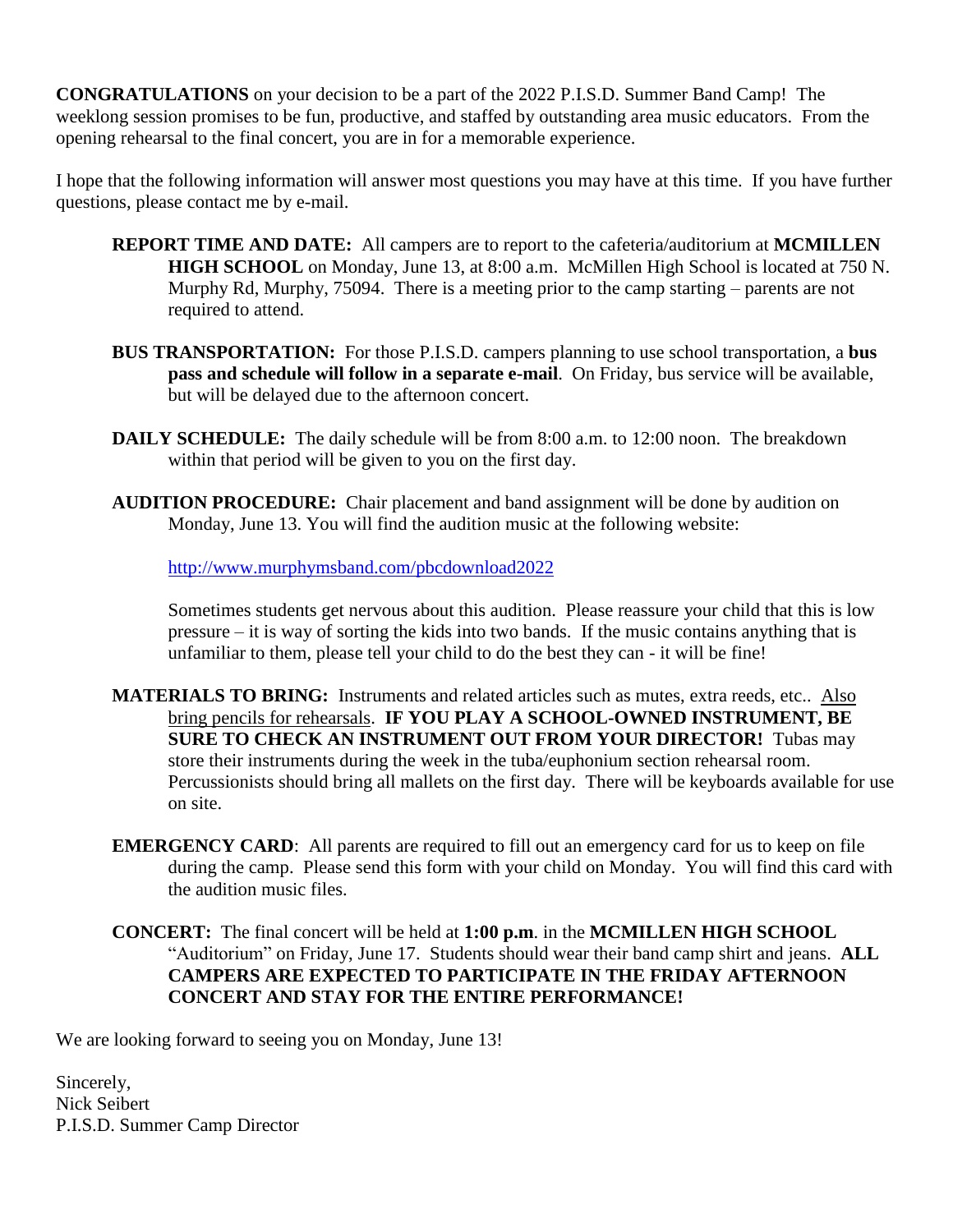**CONGRATULATIONS** on your decision to be a part of the 2022 P.I.S.D. Summer Band Camp! The weeklong session promises to be fun, productive, and staffed by outstanding area music educators. From the opening rehearsal to the final concert, you are in for a memorable experience.

I hope that the following information will answer most questions you may have at this time. If you have further questions, please contact me by e-mail.

**REPORT TIME AND DATE:** All campers are to report to the cafeteria/auditorium at **MCMILLEN HIGH SCHOOL** on Monday, June 13, at 8:00 a.m. McMillen High School is located at 750 N. Murphy Rd, Murphy, 75094. There is a meeting prior to the camp starting – parents are not required to attend.

**BUS TRANSPORTATION:** For those P.I.S.D. campers planning to use school transportation, a **bus pass and schedule will follow in a separate e-mail**. On Friday, bus service will be available, but will be delayed due to the afternoon concert.

**DAILY SCHEDULE:** The daily schedule will be from 8:00 a.m. to 12:00 noon. The breakdown within that period will be given to you on the first day.

**AUDITION PROCEDURE:** Chair placement and band assignment will be done by audition on Monday, June 13. You will find the audition music at the following website:

http://www.murphymsband.com/pbcdownload2022

Sometimes students get nervous about this audition. Please reassure your child that this is low pressure – it is way of sorting the kids into two bands. If the music contains anything that is unfamiliar to them, please tell your child to do the best they can - it will be fine!

**MATERIALS TO BRING:** Instruments and related articles such as mutes, extra reeds, etc.. Also bring pencils for rehearsals. **IF YOU PLAY A SCHOOL-OWNED INSTRUMENT, BE SURE TO CHECK AN INSTRUMENT OUT FROM YOUR DIRECTOR!** Tubas may store their instruments during the week in the tuba/euphonium section rehearsal room. Percussionists should bring all mallets on the first day. There will be keyboards available for use on site.

**EMERGENCY CARD**: All parents are required to fill out an emergency card for us to keep on file during the camp. Please send this form with your child on Monday. You will find this card with the audition music files.

**CONCERT:** The final concert will be held at **1:00 p.m**. in the **MCMILLEN HIGH SCHOOL** "Auditorium" on Friday, June 17. Students should wear their band camp shirt and jeans. **ALL CAMPERS ARE EXPECTED TO PARTICIPATE IN THE FRIDAY AFTERNOON CONCERT AND STAY FOR THE ENTIRE PERFORMANCE!**

We are looking forward to seeing you on Monday, June 13!

Sincerely,
Nick Seibert
P.I.S.D. Summer Camp Director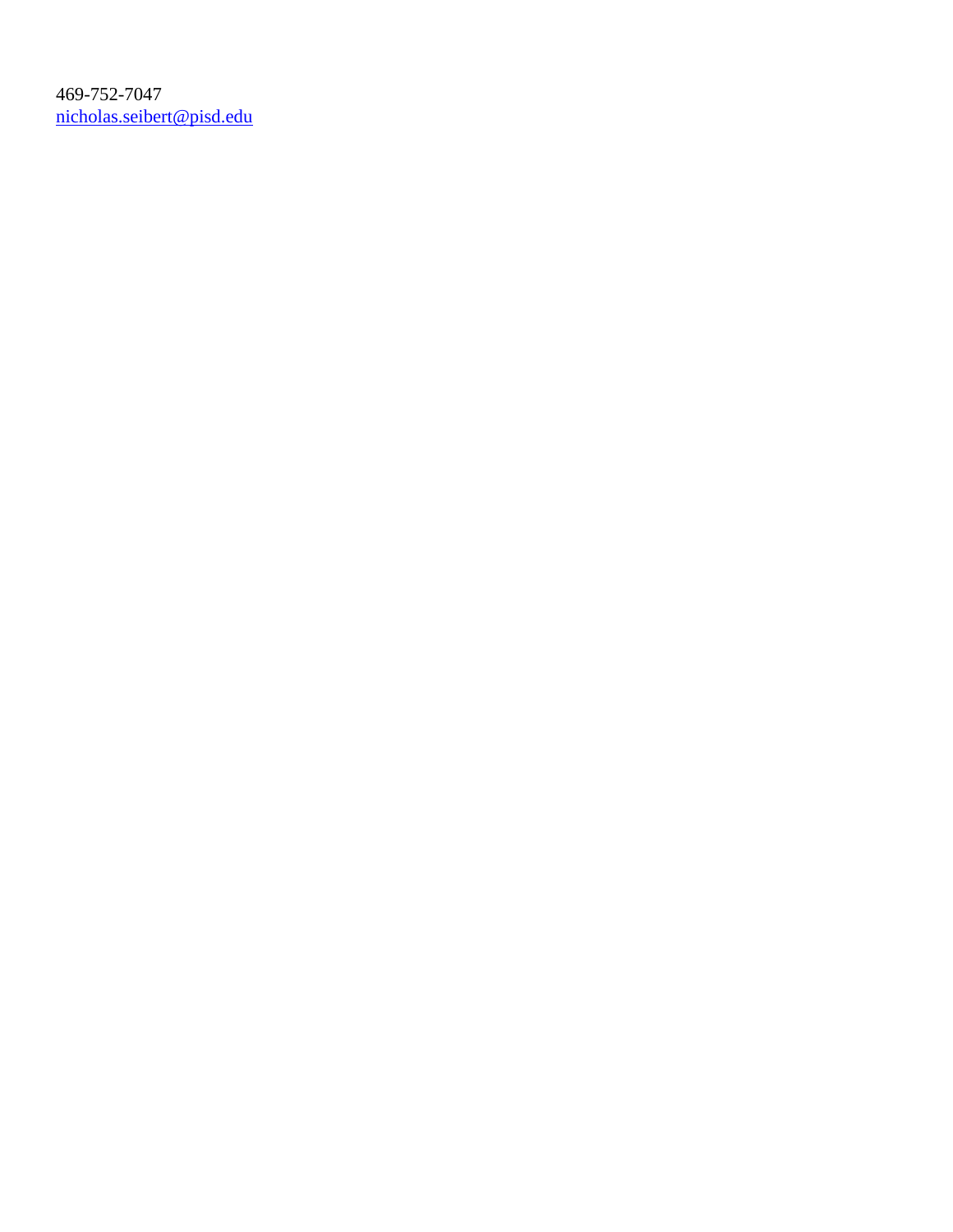469-752-7047
nicholas.seibert@pisd.edu